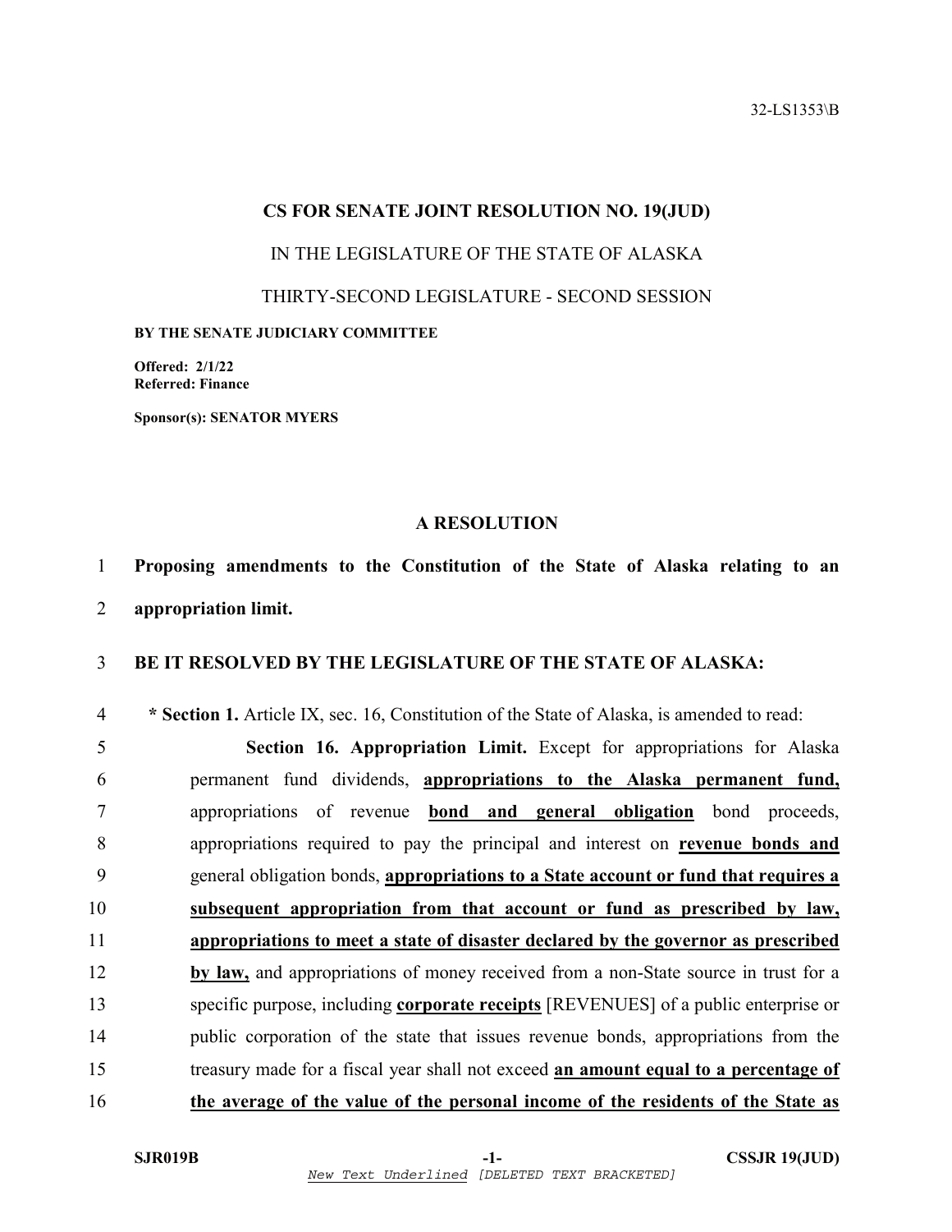32-LS1353\B

**CS FOR SENATE JOINT RESOLUTION NO. 19(JUD)**

IN THE LEGISLATURE OF THE STATE OF ALASKA

THIRTY-SECOND LEGISLATURE - SECOND SESSION

**BY THE SENATE JUDICIARY COMMITTEE**

**Offered: 2/1/22**
**Referred: Finance**

**Sponsor(s): SENATOR MYERS**

## A RESOLUTION

1 **Proposing amendments to the Constitution of the State of Alaska relating to an**
2 **appropriation limit.**

3 **BE IT RESOLVED BY THE LEGISLATURE OF THE STATE OF ALASKA:**

4 **\* Section 1.** Article IX, sec. 16, Constitution of the State of Alaska, is amended to read:

5 **Section 16. Appropriation Limit.** Except for appropriations for Alaska
6 permanent fund dividends, <u>**appropriations to the Alaska permanent fund,**</u>
7 appropriations of revenue <u>**bond and general obligation**</u> bond proceeds,
8 appropriations required to pay the principal and interest on <u>**revenue bonds and**</u>
9 general obligation bonds, <u>**appropriations to a State account or fund that requires a**</u>
10 <u>**subsequent appropriation from that account or fund as prescribed by law,**</u>
11 <u>**appropriations to meet a state of disaster declared by the governor as prescribed**</u>
12 <u>**by law,**</u> and appropriations of money received from a non-State source in trust for a
13 specific purpose, including <u>**corporate receipts**</u> [REVENUES] of a public enterprise or
14 public corporation of the state that issues revenue bonds, appropriations from the
15 treasury made for a fiscal year shall not exceed <u>**an amount equal to a percentage of**</u>
16 <u>**the average of the value of the personal income of the residents of the State as**</u>

SJR019B -1- CSSJR 19(JUD)
*New Text Underlined [DELETED TEXT BRACKETED]*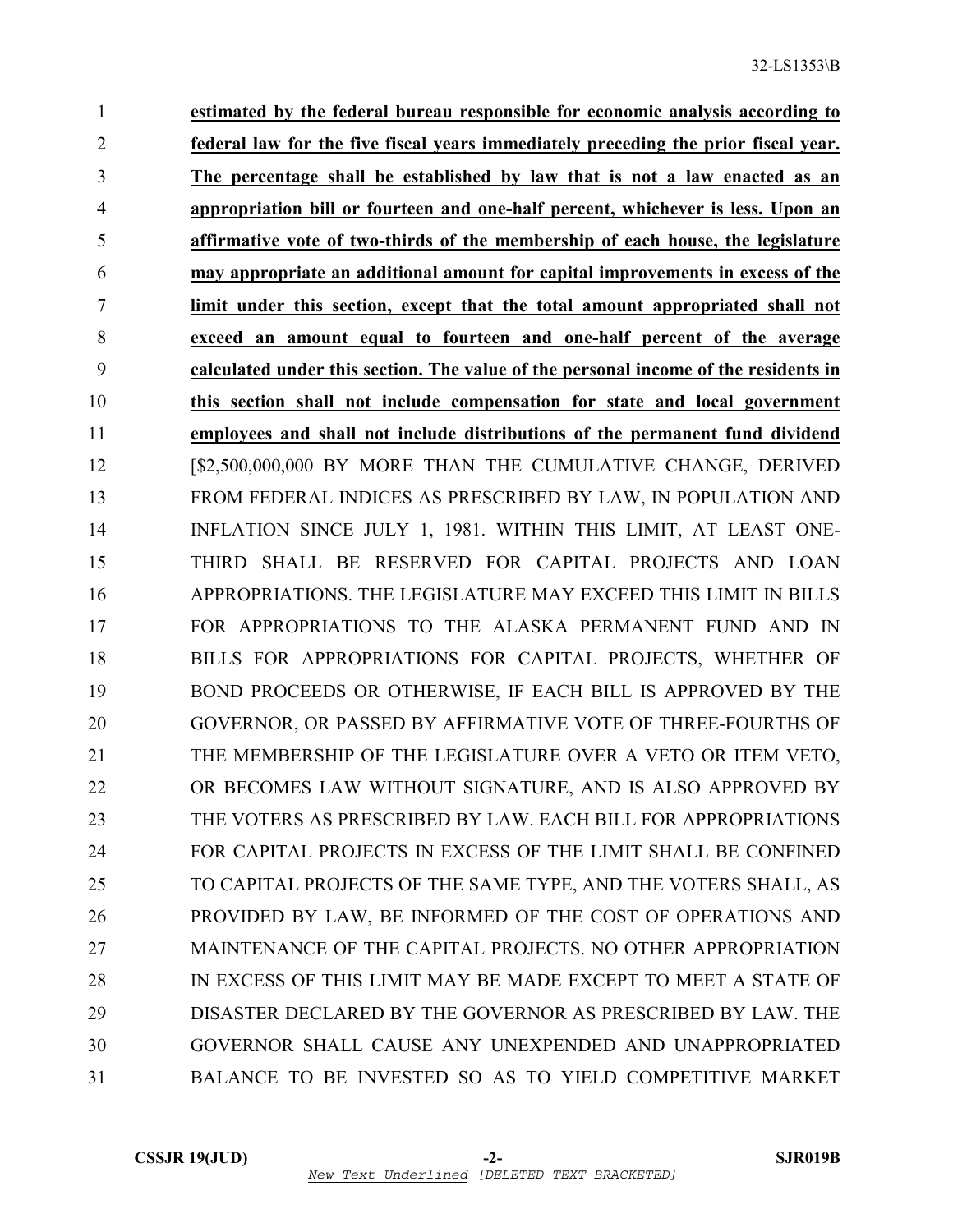**estimated by the federal bureau responsible for economic analysis according to federal law for the five fiscal years immediately preceding the prior fiscal year. The percentage shall be established by law that is not a law enacted as an appropriation bill or fourteen and one-half percent, whichever is less. Upon an affirmative vote of two-thirds of the membership of each house, the legislature may appropriate an additional amount for capital improvements in excess of the limit under this section, except that the total amount appropriated shall not exceed an amount equal to fourteen and one-half percent of the average calculated under this section. The value of the personal income of the residents in this section shall not include compensation for state and local government employees and shall not include distributions of the permanent fund dividend** [$2,500,000,000 BY MORE THAN THE CUMULATIVE CHANGE, DERIVED FROM FEDERAL INDICES AS PRESCRIBED BY LAW, IN POPULATION AND INFLATION SINCE JULY 1, 1981. WITHIN THIS LIMIT, AT LEAST ONE-THIRD SHALL BE RESERVED FOR CAPITAL PROJECTS AND LOAN APPROPRIATIONS. THE LEGISLATURE MAY EXCEED THIS LIMIT IN BILLS FOR APPROPRIATIONS TO THE ALASKA PERMANENT FUND AND IN BILLS FOR APPROPRIATIONS FOR CAPITAL PROJECTS, WHETHER OF BOND PROCEEDS OR OTHERWISE, IF EACH BILL IS APPROVED BY THE GOVERNOR, OR PASSED BY AFFIRMATIVE VOTE OF THREE-FOURTHS OF THE MEMBERSHIP OF THE LEGISLATURE OVER A VETO OR ITEM VETO, OR BECOMES LAW WITHOUT SIGNATURE, AND IS ALSO APPROVED BY THE VOTERS AS PRESCRIBED BY LAW. EACH BILL FOR APPROPRIATIONS FOR CAPITAL PROJECTS IN EXCESS OF THE LIMIT SHALL BE CONFINED TO CAPITAL PROJECTS OF THE SAME TYPE, AND THE VOTERS SHALL, AS PROVIDED BY LAW, BE INFORMED OF THE COST OF OPERATIONS AND MAINTENANCE OF THE CAPITAL PROJECTS. NO OTHER APPROPRIATION IN EXCESS OF THIS LIMIT MAY BE MADE EXCEPT TO MEET A STATE OF DISASTER DECLARED BY THE GOVERNOR AS PRESCRIBED BY LAW. THE GOVERNOR SHALL CAUSE ANY UNEXPENDED AND UNAPPROPRIATED BALANCE TO BE INVESTED SO AS TO YIELD COMPETITIVE MARKET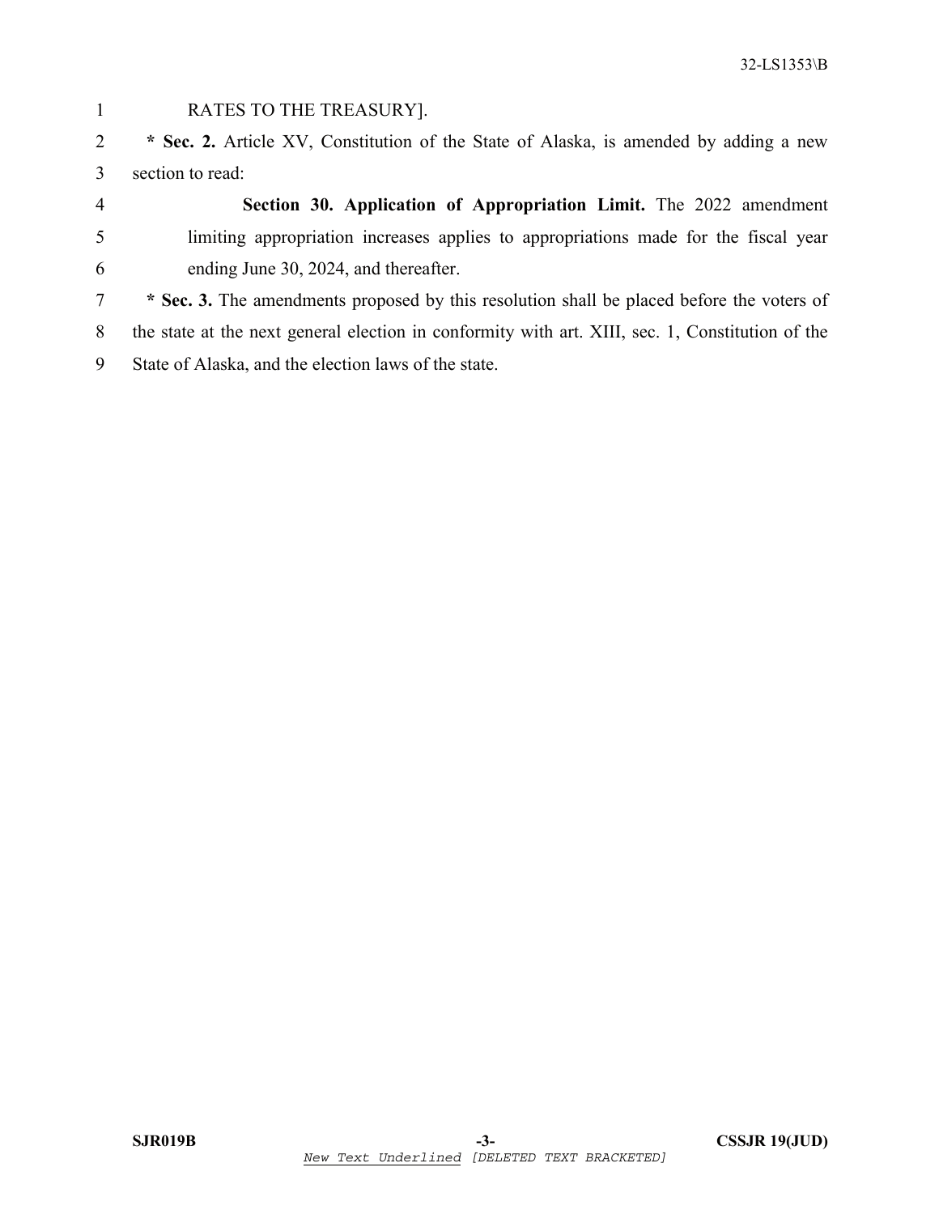RATES TO THE TREASURY].

**\* Sec. 2.** Article XV, Constitution of the State of Alaska, is amended by adding a new section to read:

> **Section 30. Application of Appropriation Limit.** The 2022 amendment limiting appropriation increases applies to appropriations made for the fiscal year ending June 30, 2024, and thereafter.

**\* Sec. 3.** The amendments proposed by this resolution shall be placed before the voters of the state at the next general election in conformity with art. XIII, sec. 1, Constitution of the State of Alaska, and the election laws of the state.